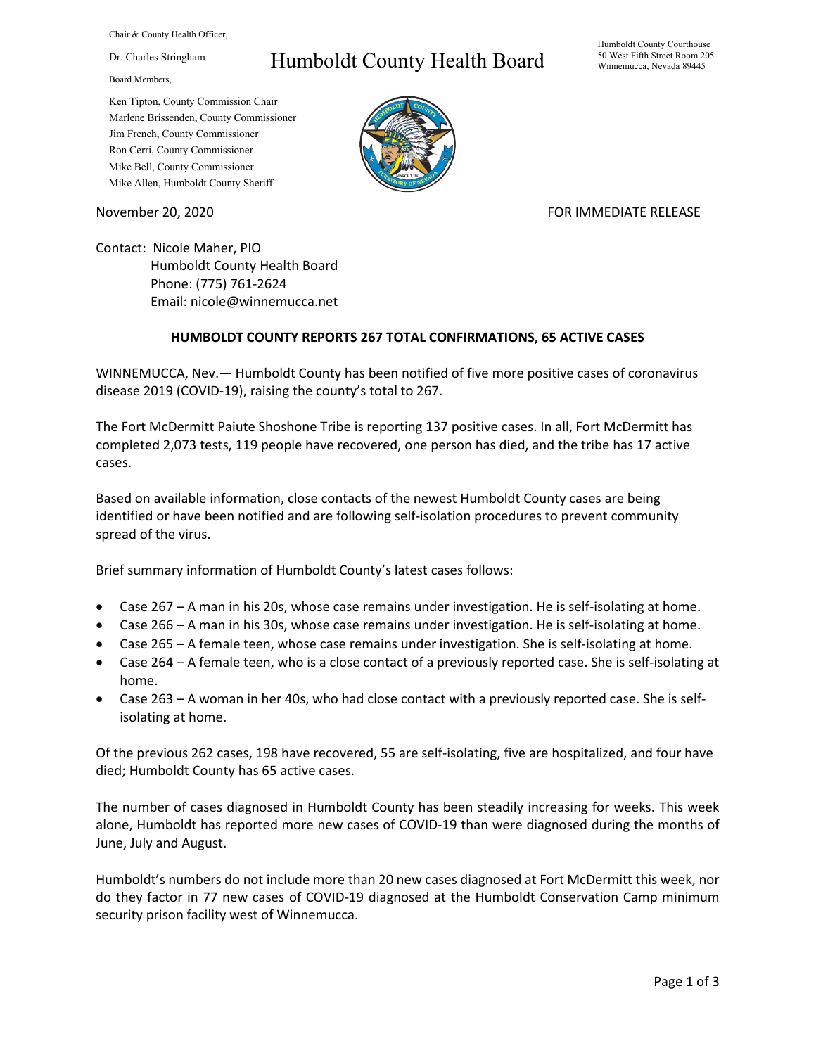Chair & County Health Officer,

Dr. Charles Stringham

Board Members,

Ken Tipton, County Commission Chair
Marlene Brissenden, County Commissioner
Jim French, County Commissioner
Ron Cerri, County Commissioner
Mike Bell, County Commissioner
Mike Allen, Humboldt County Sheriff

# Humboldt County Health Board

Humboldt County Courthouse
50 West Fifth Street Room 205
Winnemucca, Nevada 89445

November 20, 2020

FOR IMMEDIATE RELEASE

Contact: Nicole Maher, PIO
Humboldt County Health Board
Phone: (775) 761-2624
Email: nicole@winnemucca.net

## HUMBOLDT COUNTY REPORTS 267 TOTAL CONFIRMATIONS, 65 ACTIVE CASES

WINNEMUCCA, Nev.— Humboldt County has been notified of five more positive cases of coronavirus disease 2019 (COVID-19), raising the county's total to 267.

The Fort McDermitt Paiute Shoshone Tribe is reporting 137 positive cases. In all, Fort McDermitt has completed 2,073 tests, 119 people have recovered, one person has died, and the tribe has 17 active cases.

Based on available information, close contacts of the newest Humboldt County cases are being identified or have been notified and are following self-isolation procedures to prevent community spread of the virus.

Brief summary information of Humboldt County's latest cases follows:

- Case 267 – A man in his 20s, whose case remains under investigation. He is self-isolating at home.
- Case 266 – A man in his 30s, whose case remains under investigation. He is self-isolating at home.
- Case 265 – A female teen, whose case remains under investigation. She is self-isolating at home.
- Case 264 – A female teen, who is a close contact of a previously reported case. She is self-isolating at home.
- Case 263 – A woman in her 40s, who had close contact with a previously reported case. She is self-isolating at home.

Of the previous 262 cases, 198 have recovered, 55 are self-isolating, five are hospitalized, and four have died; Humboldt County has 65 active cases.

The number of cases diagnosed in Humboldt County has been steadily increasing for weeks. This week alone, Humboldt has reported more new cases of COVID-19 than were diagnosed during the months of June, July and August.

Humboldt's numbers do not include more than 20 new cases diagnosed at Fort McDermitt this week, nor do they factor in 77 new cases of COVID-19 diagnosed at the Humboldt Conservation Camp minimum security prison facility west of Winnemucca.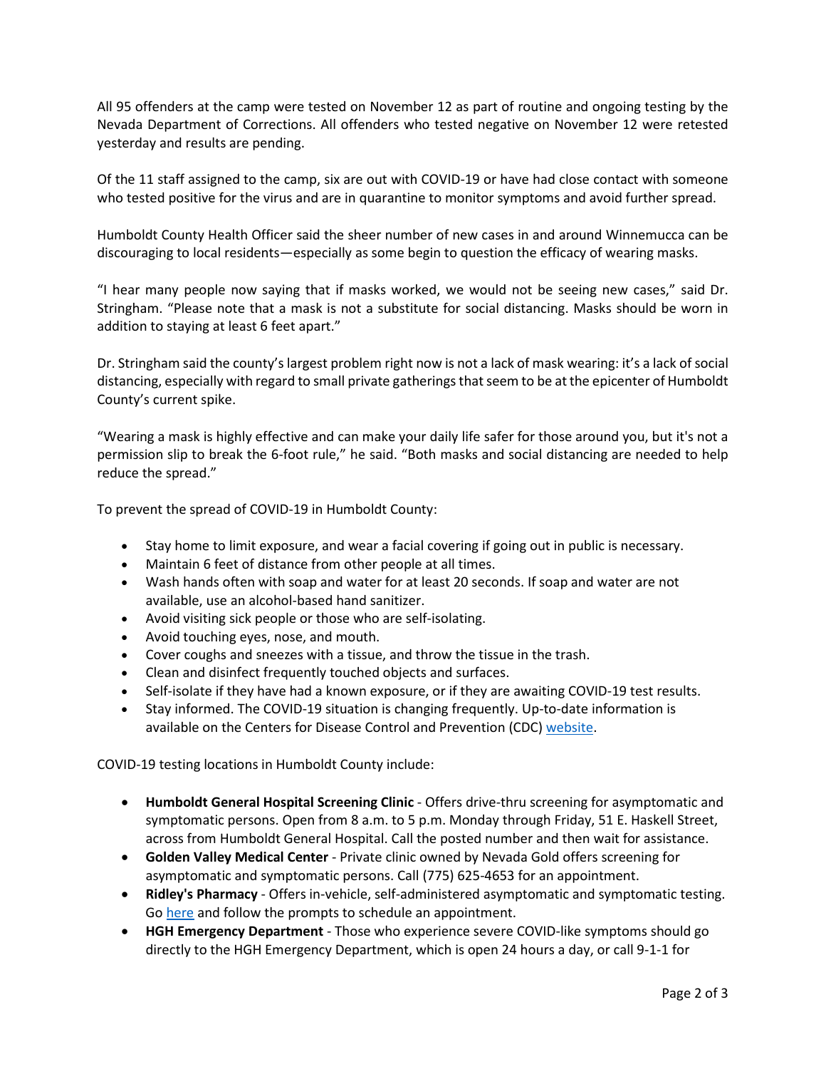All 95 offenders at the camp were tested on November 12 as part of routine and ongoing testing by the Nevada Department of Corrections. All offenders who tested negative on November 12 were retested yesterday and results are pending.

Of the 11 staff assigned to the camp, six are out with COVID-19 or have had close contact with someone who tested positive for the virus and are in quarantine to monitor symptoms and avoid further spread.

Humboldt County Health Officer said the sheer number of new cases in and around Winnemucca can be discouraging to local residents—especially as some begin to question the efficacy of wearing masks.

"I hear many people now saying that if masks worked, we would not be seeing new cases," said Dr. Stringham. "Please note that a mask is not a substitute for social distancing. Masks should be worn in addition to staying at least 6 feet apart."

Dr. Stringham said the county's largest problem right now is not a lack of mask wearing: it's a lack of social distancing, especially with regard to small private gatherings that seem to be at the epicenter of Humboldt County's current spike.

"Wearing a mask is highly effective and can make your daily life safer for those around you, but it's not a permission slip to break the 6-foot rule," he said. "Both masks and social distancing are needed to help reduce the spread."

To prevent the spread of COVID-19 in Humboldt County:

- Stay home to limit exposure, and wear a facial covering if going out in public is necessary.
- Maintain 6 feet of distance from other people at all times.
- Wash hands often with soap and water for at least 20 seconds. If soap and water are not available, use an alcohol-based hand sanitizer.
- Avoid visiting sick people or those who are self-isolating.
- Avoid touching eyes, nose, and mouth.
- Cover coughs and sneezes with a tissue, and throw the tissue in the trash.
- Clean and disinfect frequently touched objects and surfaces.
- Self-isolate if they have had a known exposure, or if they are awaiting COVID-19 test results.
- Stay informed. The COVID-19 situation is changing frequently. Up-to-date information is available on the Centers for Disease Control and Prevention (CDC) website.

COVID-19 testing locations in Humboldt County include:

- **Humboldt General Hospital Screening Clinic** - Offers drive-thru screening for asymptomatic and symptomatic persons. Open from 8 a.m. to 5 p.m. Monday through Friday, 51 E. Haskell Street, across from Humboldt General Hospital. Call the posted number and then wait for assistance.
- **Golden Valley Medical Center** - Private clinic owned by Nevada Gold offers screening for asymptomatic and symptomatic persons. Call (775) 625-4653 for an appointment.
- **Ridley's Pharmacy** - Offers in-vehicle, self-administered asymptomatic and symptomatic testing. Go here and follow the prompts to schedule an appointment.
- **HGH Emergency Department** - Those who experience severe COVID-like symptoms should go directly to the HGH Emergency Department, which is open 24 hours a day, or call 9-1-1 for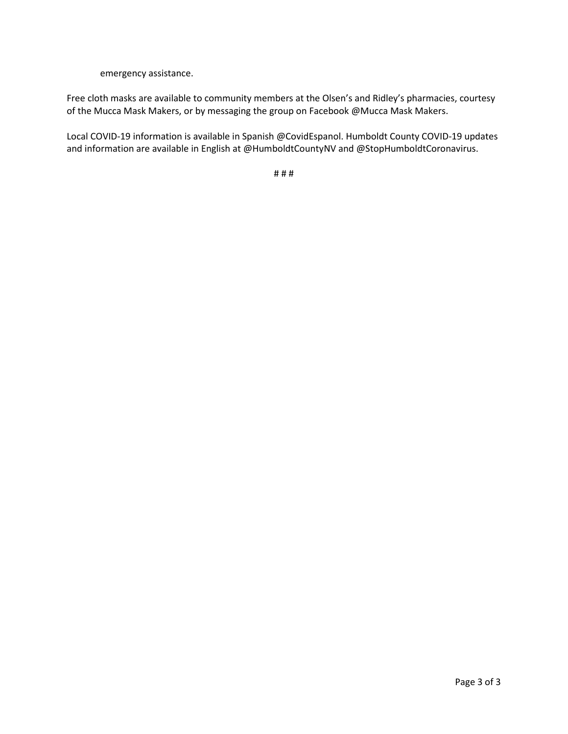emergency assistance.

Free cloth masks are available to community members at the Olsen's and Ridley's pharmacies, courtesy of the Mucca Mask Makers, or by messaging the group on Facebook @Mucca Mask Makers.

Local COVID-19 information is available in Spanish @CovidEspanol. Humboldt County COVID-19 updates and information are available in English at @HumboldtCountyNV and @StopHumboldtCoronavirus.

# # #